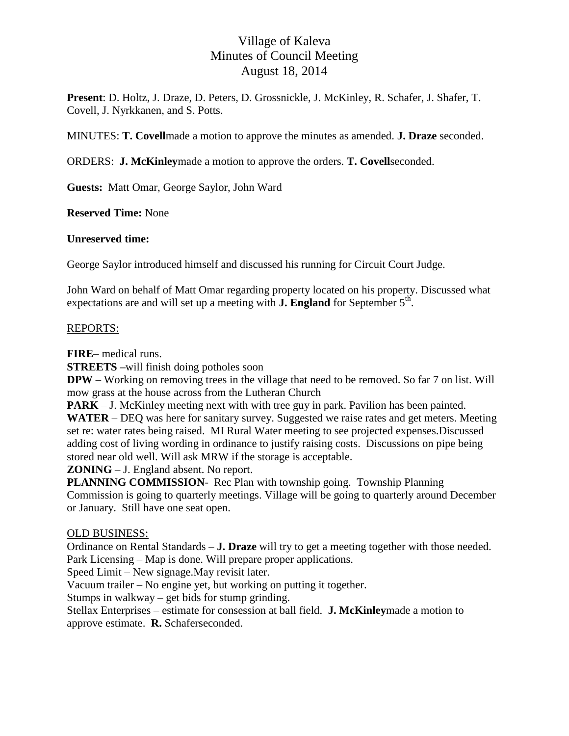# Village of Kaleva
## Minutes of Council Meeting
### August 18, 2014

**Present**: D. Holtz, J. Draze, D. Peters, D. Grossnickle, J. McKinley, R. Schafer, J. Shafer, T. Covell, J. Nyrkkanen, and S. Potts.

MINUTES: **T. Covell**made a motion to approve the minutes as amended. **J. Draze** seconded.

ORDERS: **J. McKinley**made a motion to approve the orders. **T. Covell**seconded.

**Guests:** Matt Omar, George Saylor, John Ward

**Reserved Time:** None

**Unreserved time:**

George Saylor introduced himself and discussed his running for Circuit Court Judge.

John Ward on behalf of Matt Omar regarding property located on his property. Discussed what expectations are and will set up a meeting with **J. England** for September 5th.

REPORTS:

**FIRE**– medical runs.
**STREETS –**will finish doing potholes soon
**DPW** – Working on removing trees in the village that need to be removed. So far 7 on list. Will mow grass at the house across from the Lutheran Church
**PARK** – J. McKinley meeting next with with tree guy in park. Pavilion has been painted.
**WATER** – DEQ was here for sanitary survey. Suggested we raise rates and get meters. Meeting set re: water rates being raised. MI Rural Water meeting to see projected expenses.Discussed adding cost of living wording in ordinance to justify raising costs. Discussions on pipe being stored near old well. Will ask MRW if the storage is acceptable.
**ZONING** – J. England absent. No report.
**PLANNING COMMISSION**- Rec Plan with township going. Township Planning Commission is going to quarterly meetings. Village will be going to quarterly around December or January. Still have one seat open.

OLD BUSINESS:
Ordinance on Rental Standards – **J. Draze** will try to get a meeting together with those needed.
Park Licensing – Map is done. Will prepare proper applications.
Speed Limit – New signage.May revisit later.
Vacuum trailer – No engine yet, but working on putting it together.
Stumps in walkway – get bids for stump grinding.
Stellax Enterprises – estimate for consession at ball field. **J. McKinley**made a motion to approve estimate. **R.** Schaferseconded.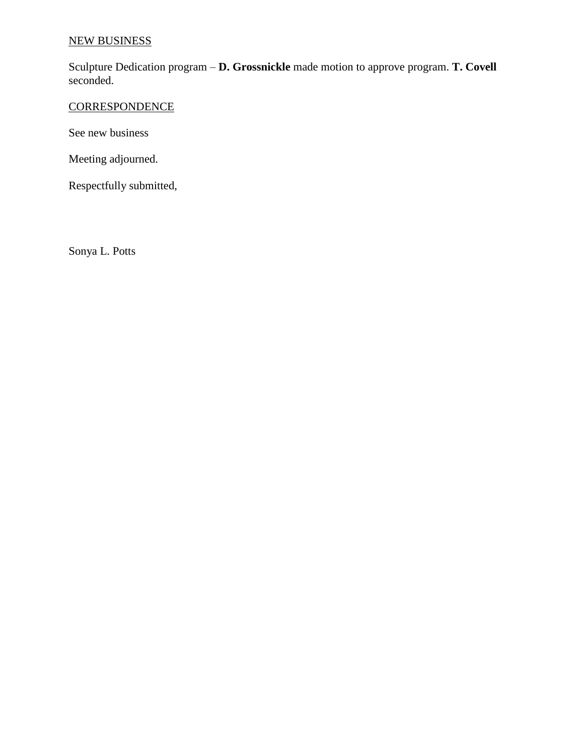<u>NEW BUSINESS</u>

Sculpture Dedication program – **D. Grossnickle** made motion to approve program. **T. Covell** seconded.

<u>CORRESPONDENCE</u>

See new business

Meeting adjourned.

Respectfully submitted,

Sonya L. Potts